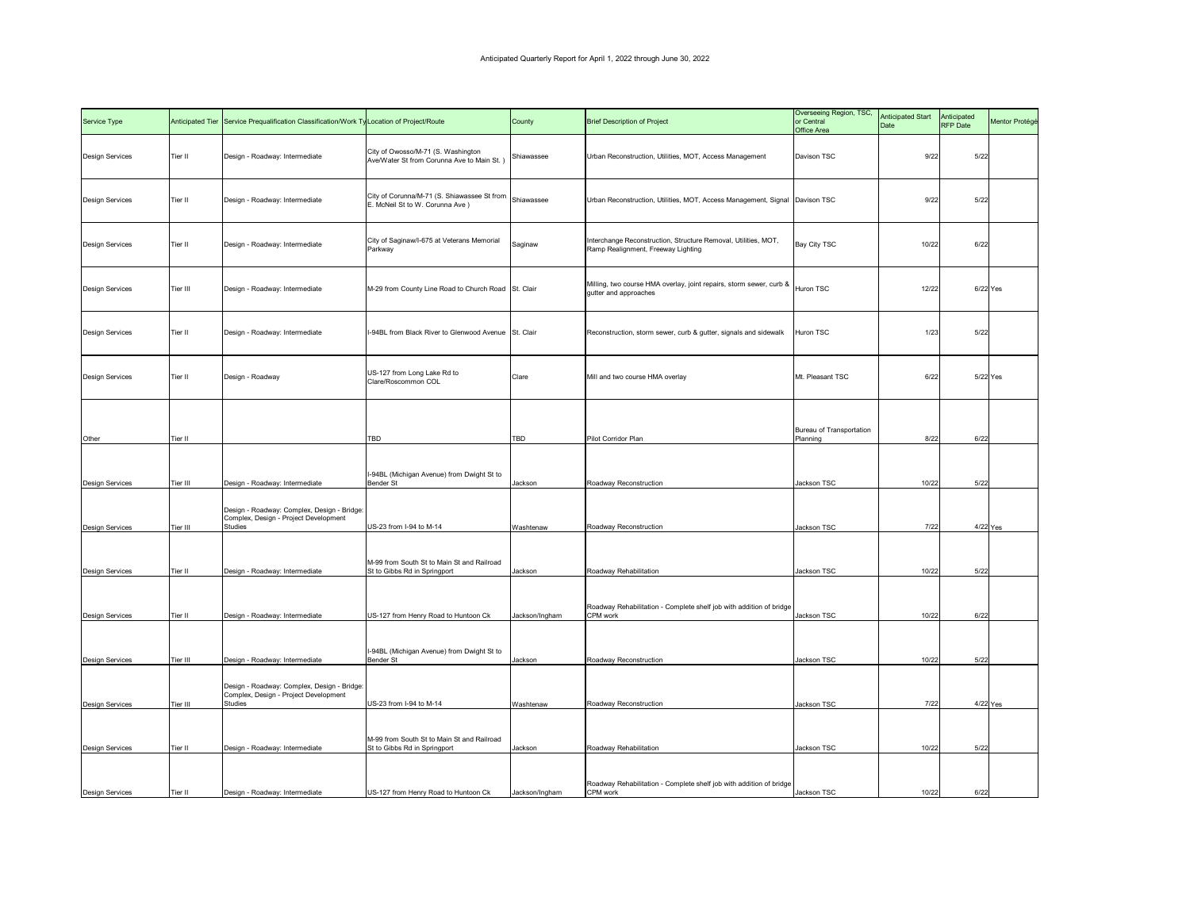Anticipated Quarterly Report for April 1, 2022 through June 30, 2022

| Service Type | Anticipated Tier | Service Prequalification Classification/Work Type | Location of Project/Route | County | Brief Description of Project | Overseeing Region, TSC, or Central Office Area | Anticipated Start Date | Anticipated RFP Date | Mentor Protégé |
|---|---|---|---|---|---|---|---|---|---|
| Design Services | Tier II | Design - Roadway: Intermediate | City of Owosso/M-71 (S. Washington Ave/Water St from Corunna Ave to Main St. ) | Shiawassee | Urban Reconstruction, Utilities, MOT, Access Management | Davison TSC | 9/22 | 5/22 | |
| Design Services | Tier II | Design - Roadway: Intermediate | City of Corunna/M-71 (S. Shiawassee St from E. McNeil St to W. Corunna Ave ) | Shiawassee | Urban Reconstruction, Utilities, MOT, Access Management, Signal | Davison TSC | 9/22 | 5/22 | |
| Design Services | Tier II | Design - Roadway: Intermediate | City of Saginaw/I-675 at Veterans Memorial Parkway | Saginaw | Interchange Reconstruction, Structure Removal, Utilities, MOT, Ramp Realignment, Freeway Lighting | Bay City TSC | 10/22 | 6/22 | |
| Design Services | Tier III | Design - Roadway: Intermediate | M-29 from County Line Road to Church Road | St. Clair | Milling, two course HMA overlay, joint repairs, storm sewer, curb & gutter and approaches | Huron TSC | 12/22 | 6/22 | Yes |
| Design Services | Tier II | Design - Roadway: Intermediate | I-94BL from Black River to Glenwood Avenue | St. Clair | Reconstruction, storm sewer, curb & gutter, signals and sidewalk | Huron TSC | 1/23 | 5/22 | |
| Design Services | Tier II | Design - Roadway | US-127 from Long Lake Rd to Clare/Roscommon COL | Clare | Mill and two course HMA overlay | Mt. Pleasant TSC | 6/22 | 5/22 | Yes |
| Other | Tier II | | TBD | TBD | Pilot Corridor Plan | Bureau of Transportation Planning | 8/22 | 6/22 | |
| Design Services | Tier III | Design - Roadway: Intermediate | I-94BL (Michigan Avenue) from Dwight St to Bender St | Jackson | Roadway Reconstruction | Jackson TSC | 10/22 | 5/22 | |
| Design Services | Tier III | Design - Roadway: Complex, Design - Bridge: Complex, Design - Project Development Studies | US-23 from I-94 to M-14 | Washtenaw | Roadway Reconstruction | Jackson TSC | 7/22 | 4/22 | Yes |
| Design Services | Tier II | Design - Roadway: Intermediate | M-99 from South St to Main St and Railroad St to Gibbs Rd in Springport | Jackson | Roadway Rehabilitation | Jackson TSC | 10/22 | 5/22 | |
| Design Services | Tier II | Design - Roadway: Intermediate | US-127 from Henry Road to Huntoon Ck | Jackson/Ingham | Roadway Rehabilitation - Complete shelf job with addition of bridge CPM work | Jackson TSC | 10/22 | 6/22 | |
| Design Services | Tier III | Design - Roadway: Intermediate | I-94BL (Michigan Avenue) from Dwight St to Bender St | Jackson | Roadway Reconstruction | Jackson TSC | 10/22 | 5/22 | |
| Design Services | Tier III | Design - Roadway: Complex, Design - Bridge: Complex, Design - Project Development Studies | US-23 from I-94 to M-14 | Washtenaw | Roadway Reconstruction | Jackson TSC | 7/22 | 4/22 | Yes |
| Design Services | Tier II | Design - Roadway: Intermediate | M-99 from South St to Main St and Railroad St to Gibbs Rd in Springport | Jackson | Roadway Rehabilitation | Jackson TSC | 10/22 | 5/22 | |
| Design Services | Tier II | Design - Roadway: Intermediate | US-127 from Henry Road to Huntoon Ck | Jackson/Ingham | Roadway Rehabilitation - Complete shelf job with addition of bridge CPM work | Jackson TSC | 10/22 | 6/22 | |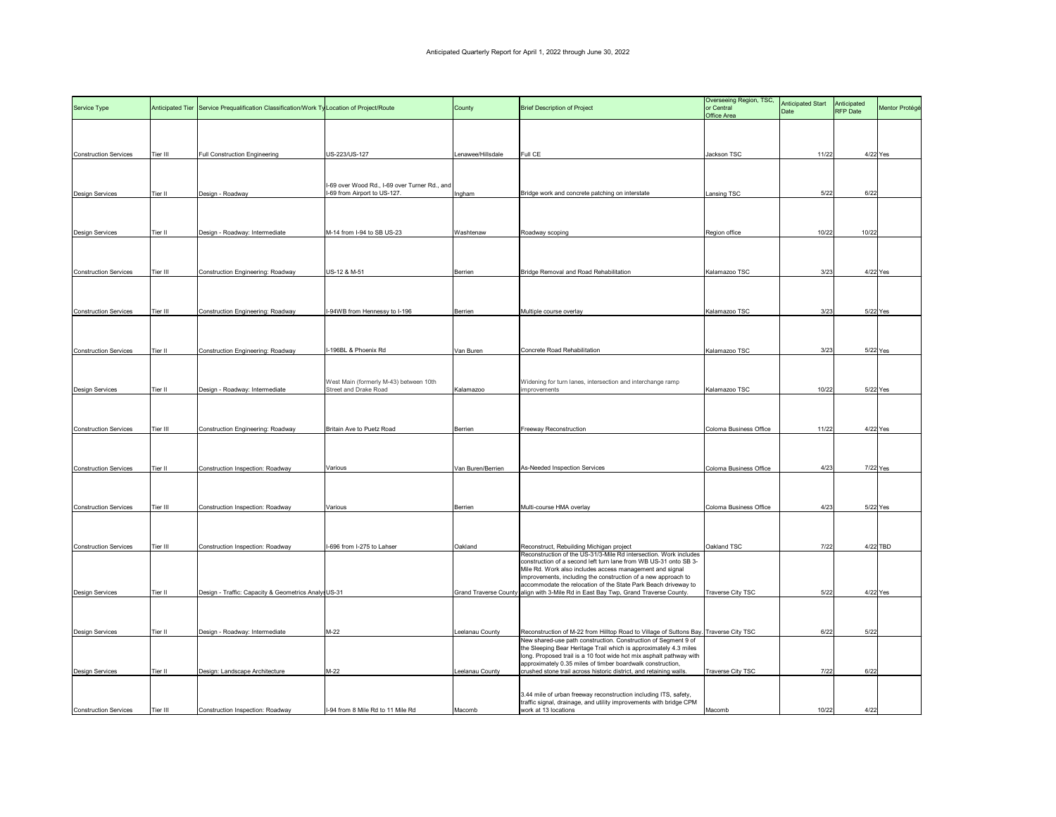Anticipated Quarterly Report for April 1, 2022 through June 30, 2022

| Service Type | Anticipated Tier | Service Prequalification Classification/Work Ty | Location of Project/Route | County | Brief Description of Project | Overseeing Region, TSC, or Central Office Area | Anticipated Start Date | Anticipated RFP Date | Mentor Protégé |
|---|---|---|---|---|---|---|---|---|---|
| Construction Services | Tier III | Full Construction Engineering | US-223/US-127 | Lenawee/Hillsdale | Full CE | Jackson TSC | 11/22 | 4/22 | Yes |
| Design Services | Tier II | Design - Roadway | I-69 over Wood Rd., I-69 over Turner Rd., and I-69 from Airport to US-127. | Ingham | Bridge work and concrete patching on interstate | Lansing TSC | 5/22 | 6/22 | |
| Design Services | Tier II | Design - Roadway: Intermediate | M-14 from I-94 to SB US-23 | Washtenaw | Roadway scoping | Region office | 10/22 | 10/22 | |
| Construction Services | Tier III | Construction Engineering: Roadway | US-12 & M-51 | Berrien | Bridge Removal and Road Rehabilitation | Kalamazoo TSC | 3/23 | 4/22 | Yes |
| Construction Services | Tier III | Construction Engineering: Roadway | I-94WB from Hennessy to I-196 | Berrien | Multiple course overlay | Kalamazoo TSC | 3/23 | 5/22 | Yes |
| Construction Services | Tier II | Construction Engineering: Roadway | I-196BL & Phoenix Rd | Van Buren | Concrete Road Rehabilitation | Kalamazoo TSC | 3/23 | 5/22 | Yes |
| Design Services | Tier II | Design - Roadway: Intermediate | West Main (formerly M-43) between 10th Street and Drake Road | Kalamazoo | Widening for turn lanes, intersection and interchange ramp improvements | Kalamazoo TSC | 10/22 | 5/22 | Yes |
| Construction Services | Tier III | Construction Engineering: Roadway | Britain Ave to Puetz Road | Berrien | Freeway Reconstruction | Coloma Business Office | 11/22 | 4/22 | Yes |
| Construction Services | Tier II | Construction Inspection: Roadway | Various | Van Buren/Berrien | As-Needed Inspection Services | Coloma Business Office | 4/23 | 7/22 | Yes |
| Construction Services | Tier III | Construction Inspection: Roadway | Various | Berrien | Multi-course HMA overlay | Coloma Business Office | 4/23 | 5/22 | Yes |
| Construction Services | Tier III | Construction Inspection: Roadway | I-696 from I-275 to Lahser | Oakland | Reconstruct, Rebuilding Michigan project | Oakland TSC | 7/22 | 4/22 | TBD |
| Design Services | Tier II | Design - Traffic: Capacity & Geometrics Analys | US-31 | Grand Traverse County | Reconstruction of the US-31/3-Mile Rd intersection. Work includes construction of a second left turn lane from WB US-31 onto SB 3-Mile Rd. Work also includes access management and signal improvements, including the construction of a new approach to accommodate the relocation of the State Park Beach driveway to align with 3-Mile Rd in East Bay Twp, Grand Traverse County. | Traverse City TSC | 5/22 | 4/22 | Yes |
| Design Services | Tier II | Design - Roadway: Intermediate | M-22 | Leelanau County | Reconstruction of M-22 from Hilltop Road to Village of Suttons Bay. | Traverse City TSC | 6/22 | 5/22 | |
| Design Services | Tier II | Design: Landscape Architecture | M-22 | Leelanau County | New shared-use path construction. Construction of Segment 9 of the Sleeping Bear Heritage Trail which is approximately 4.3 miles long. Proposed trail is a 10 foot wide hot mix asphalt pathway with approximately 0.35 miles of timber boardwalk construction, crushed stone trail across historic district, and retaining walls. | Traverse City TSC | 7/22 | 6/22 | |
| Construction Services | Tier III | Construction Inspection: Roadway | I-94 from 8 Mile Rd to 11 Mile Rd | Macomb | 3.44 mile of urban freeway reconstruction including ITS, safety, traffic signal, drainage, and utility improvements with bridge CPM work at 13 locations | Macomb | 10/22 | 4/22 | |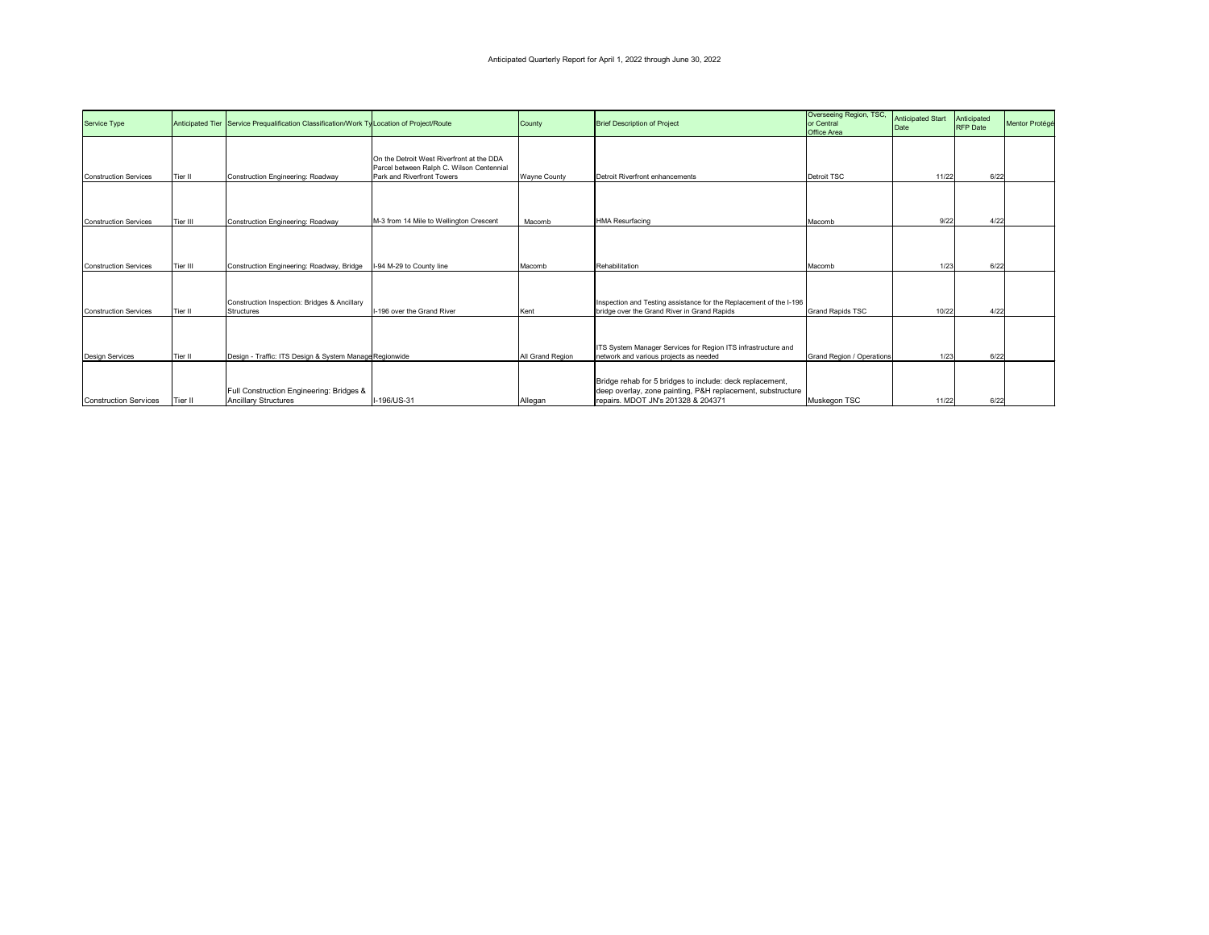Anticipated Quarterly Report for April 1, 2022 through June 30, 2022

| Service Type | Anticipated Tier | Service Prequalification Classification/Work Ty | Location of Project/Route | County | Brief Description of Project | Overseeing Region, TSC, or Central Office Area | Anticipated Start Date | Anticipated RFP Date | Mentor Protégé |
|---|---|---|---|---|---|---|---|---|---|
| Construction Services | Tier II | Construction Engineering: Roadway | On the Detroit West Riverfront at the DDA Parcel between Ralph C. Wilson Centennial Park and Riverfront Towers | Wayne County | Detroit Riverfront enhancements | Detroit TSC | 11/22 | 6/22 | |
| Construction Services | Tier III | Construction Engineering: Roadway | M-3 from 14 Mile to Wellington Crescent | Macomb | HMA Resurfacing | Macomb | 9/22 | 4/22 | |
| Construction Services | Tier III | Construction Engineering: Roadway, Bridge | I-94 M-29 to County line | Macomb | Rehabilitation | Macomb | 1/23 | 6/22 | |
| Construction Services | Tier II | Construction Inspection: Bridges & Ancillary Structures | I-196 over the Grand River | Kent | Inspection and Testing assistance for the Replacement of the I-196 bridge over the Grand River in Grand Rapids | Grand Rapids TSC | 10/22 | 4/22 | |
| Design Services | Tier II | Design - Traffic: ITS Design & System Manage | Regionwide | All Grand Region | ITS System Manager Services for Region ITS infrastructure and network and various projects as needed | Grand Region / Operations | 1/23 | 6/22 | |
| Construction Services | Tier II | Full Construction Engineering: Bridges & Ancillary Structures | I-196/US-31 | Allegan | Bridge rehab for 5 bridges to include: deck replacement, deep overlay, zone painting, P&H replacement, substructure repairs. MDOT JN's 201328 & 204371 | Muskegon TSC | 11/22 | 6/22 | |